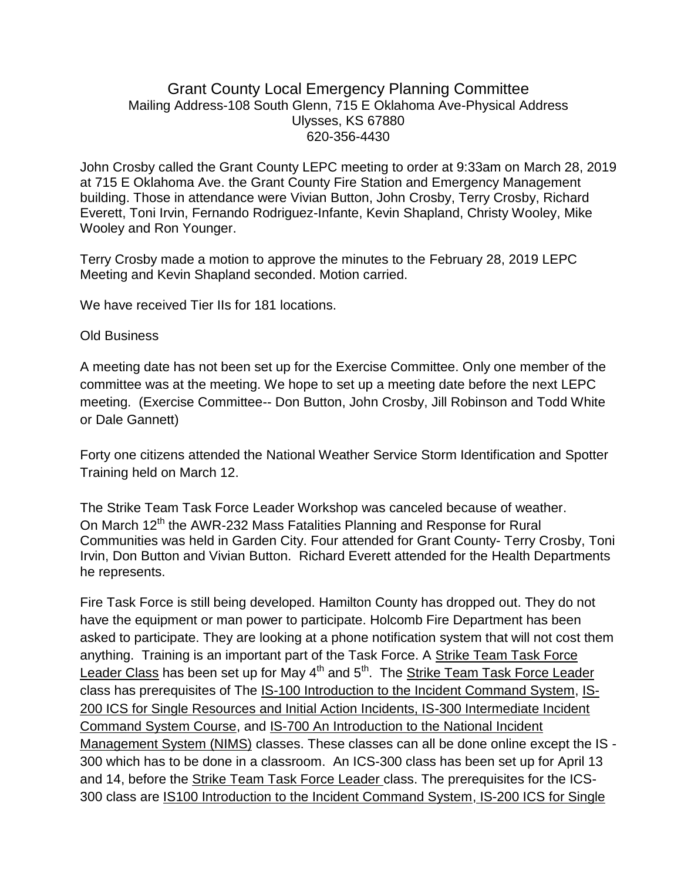# Grant County Local Emergency Planning Committee

Mailing Address-108 South Glenn, 715 E Oklahoma Ave-Physical Address
Ulysses, KS 67880
620-356-4430

John Crosby called the Grant County LEPC meeting to order at 9:33am on March 28, 2019 at 715 E Oklahoma Ave. the Grant County Fire Station and Emergency Management building. Those in attendance were Vivian Button, John Crosby, Terry Crosby, Richard Everett, Toni Irvin, Fernando Rodriguez-Infante, Kevin Shapland, Christy Wooley, Mike Wooley and Ron Younger.

Terry Crosby made a motion to approve the minutes to the February 28, 2019 LEPC Meeting and Kevin Shapland seconded. Motion carried.

We have received Tier IIs for 181 locations.

Old Business

A meeting date has not been set up for the Exercise Committee. Only one member of the committee was at the meeting. We hope to set up a meeting date before the next LEPC meeting. (Exercise Committee-- Don Button, John Crosby, Jill Robinson and Todd White or Dale Gannett)

Forty one citizens attended the National Weather Service Storm Identification and Spotter Training held on March 12.

The Strike Team Task Force Leader Workshop was canceled because of weather.
On March 12th the AWR-232 Mass Fatalities Planning and Response for Rural Communities was held in Garden City. Four attended for Grant County- Terry Crosby, Toni Irvin, Don Button and Vivian Button. Richard Everett attended for the Health Departments he represents.

Fire Task Force is still being developed. Hamilton County has dropped out. They do not have the equipment or man power to participate. Holcomb Fire Department has been asked to participate. They are looking at a phone notification system that will not cost them anything. Training is an important part of the Task Force. A Strike Team Task Force Leader Class has been set up for May 4th and 5th. The Strike Team Task Force Leader class has prerequisites of The IS-100 Introduction to the Incident Command System, IS-200 ICS for Single Resources and Initial Action Incidents, IS-300 Intermediate Incident Command System Course, and IS-700 An Introduction to the National Incident Management System (NIMS) classes. These classes can all be done online except the IS - 300 which has to be done in a classroom. An ICS-300 class has been set up for April 13 and 14, before the Strike Team Task Force Leader class. The prerequisites for the ICS-300 class are IS100 Introduction to the Incident Command System, IS-200 ICS for Single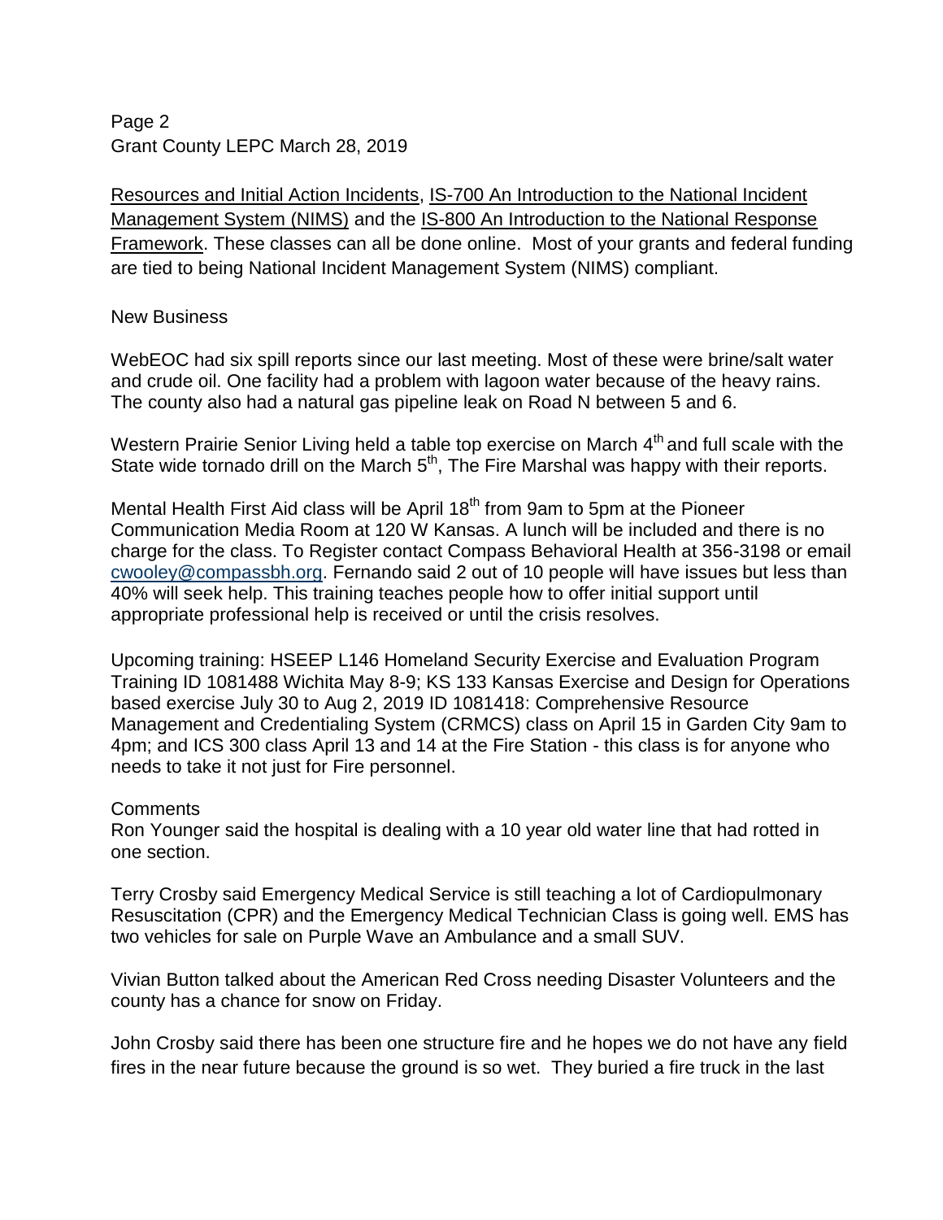Resources and Initial Action Incidents, IS-700 An Introduction to the National Incident Management System (NIMS) and the IS-800 An Introduction to the National Response Framework. These classes can all be done online. Most of your grants and federal funding are tied to being National Incident Management System (NIMS) compliant.

New Business

WebEOC had six spill reports since our last meeting. Most of these were brine/salt water and crude oil. One facility had a problem with lagoon water because of the heavy rains. The county also had a natural gas pipeline leak on Road N between 5 and 6.

Western Prairie Senior Living held a table top exercise on March 4th and full scale with the State wide tornado drill on the March 5th, The Fire Marshal was happy with their reports.

Mental Health First Aid class will be April 18th from 9am to 5pm at the Pioneer Communication Media Room at 120 W Kansas. A lunch will be included and there is no charge for the class. To Register contact Compass Behavioral Health at 356-3198 or email cwooley@compassbh.org. Fernando said 2 out of 10 people will have issues but less than 40% will seek help. This training teaches people how to offer initial support until appropriate professional help is received or until the crisis resolves.

Upcoming training: HSEEP L146 Homeland Security Exercise and Evaluation Program Training ID 1081488 Wichita May 8-9; KS 133 Kansas Exercise and Design for Operations based exercise July 30 to Aug 2, 2019 ID 1081418: Comprehensive Resource Management and Credentialing System (CRMCS) class on April 15 in Garden City 9am to 4pm; and ICS 300 class April 13 and 14 at the Fire Station - this class is for anyone who needs to take it not just for Fire personnel.

Comments

Ron Younger said the hospital is dealing with a 10 year old water line that had rotted in one section.

Terry Crosby said Emergency Medical Service is still teaching a lot of Cardiopulmonary Resuscitation (CPR) and the Emergency Medical Technician Class is going well. EMS has two vehicles for sale on Purple Wave an Ambulance and a small SUV.

Vivian Button talked about the American Red Cross needing Disaster Volunteers and the county has a chance for snow on Friday.

John Crosby said there has been one structure fire and he hopes we do not have any field fires in the near future because the ground is so wet. They buried a fire truck in the last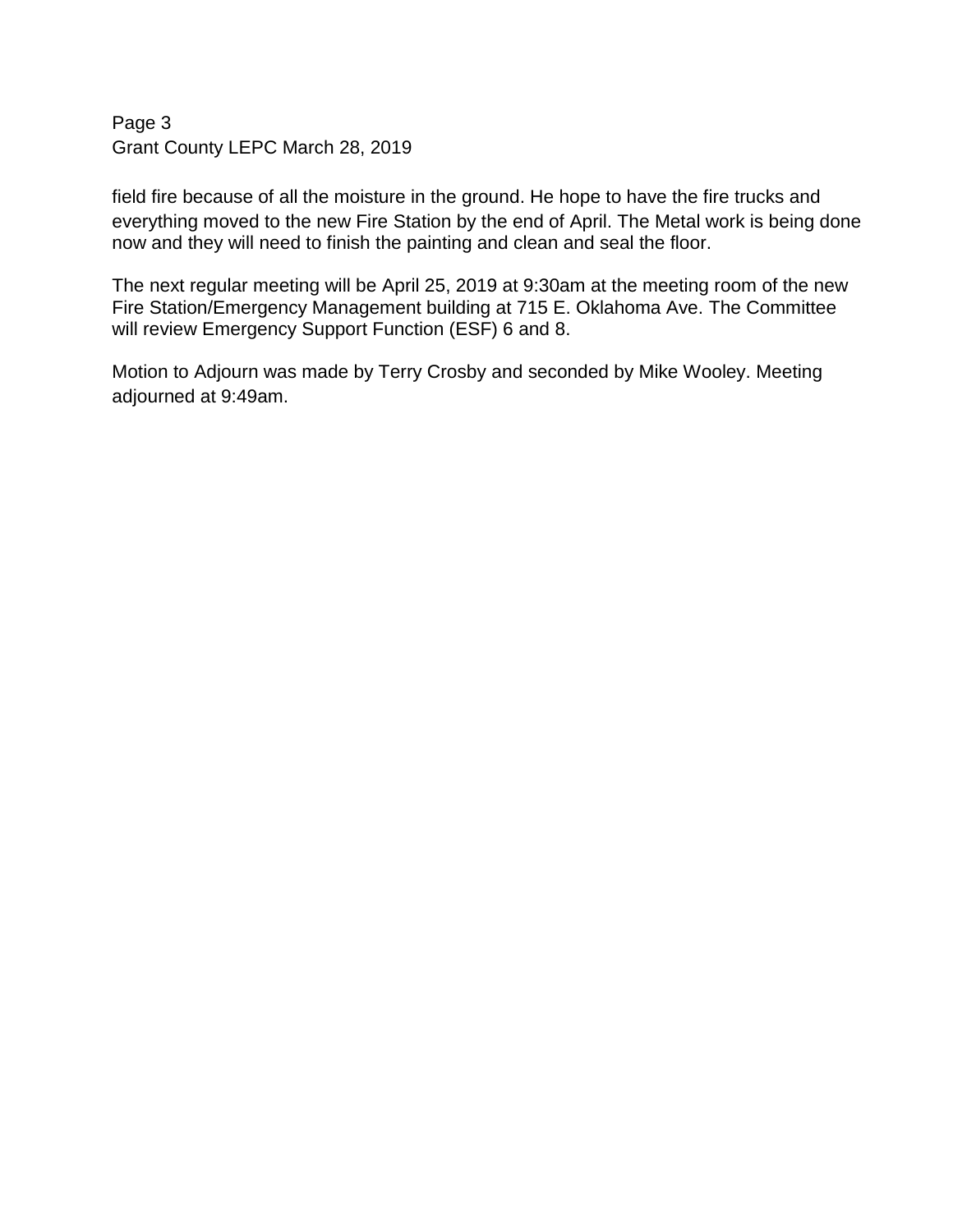field fire because of all the moisture in the ground. He hope to have the fire trucks and everything moved to the new Fire Station by the end of April. The Metal work is being done now and they will need to finish the painting and clean and seal the floor.

The next regular meeting will be April 25, 2019 at 9:30am at the meeting room of the new Fire Station/Emergency Management building at 715 E. Oklahoma Ave. The Committee will review Emergency Support Function (ESF) 6 and 8.

Motion to Adjourn was made by Terry Crosby and seconded by Mike Wooley. Meeting adjourned at 9:49am.